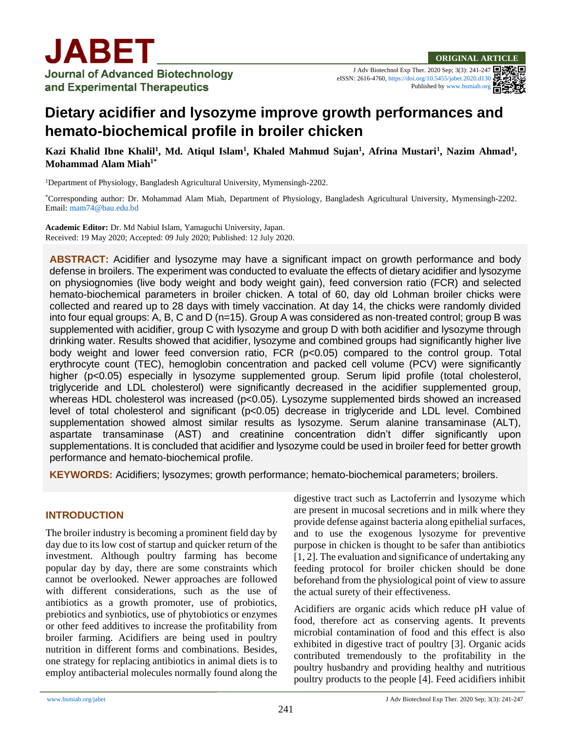# Dietary acidifier and lysozyme improve growth performances and hemato-biochemical profile in broiler chicken

**Kazi Khalid Ibne Khalil[1], Md. Atiqul Islam[1], Khaled Mahmud Sujan[1], Afrina Mustari[1], Nazim Ahmad[1], Mohammad Alam Miah[1*]**

[1]Department of Physiology, Bangladesh Agricultural University, Mymensingh-2202.

[*]Corresponding author: Dr. Mohammad Alam Miah, Department of Physiology, Bangladesh Agricultural University, Mymensingh-2202. Email: mam74@bau.edu.bd

**Academic Editor:** Dr. Md Nabiul Islam, Yamaguchi University, Japan.
Received: 19 May 2020; Accepted: 09 July 2020; Published: 12 July 2020.

**ABSTRACT:** Acidifier and lysozyme may have a significant impact on growth performance and body defense in broilers. The experiment was conducted to evaluate the effects of dietary acidifier and lysozyme on physiognomies (live body weight and body weight gain), feed conversion ratio (FCR) and selected hemato-biochemical parameters in broiler chicken. A total of 60, day old Lohman broiler chicks were collected and reared up to 28 days with timely vaccination. At day 14, the chicks were randomly divided into four equal groups: A, B, C and D (n=15). Group A was considered as non-treated control; group B was supplemented with acidifier, group C with lysozyme and group D with both acidifier and lysozyme through drinking water. Results showed that acidifier, lysozyme and combined groups had significantly higher live body weight and lower feed conversion ratio, FCR ($p<0.05$) compared to the control group. Total erythrocyte count (TEC), hemoglobin concentration and packed cell volume (PCV) were significantly higher ($p<0.05$) especially in lysozyme supplemented group. Serum lipid profile (total cholesterol, triglyceride and LDL cholesterol) were significantly decreased in the acidifier supplemented group, whereas HDL cholesterol was increased ($p<0.05$). Lysozyme supplemented birds showed an increased level of total cholesterol and significant ($p<0.05$) decrease in triglyceride and LDL level. Combined supplementation showed almost similar results as lysozyme. Serum alanine transaminase (ALT), aspartate transaminase (AST) and creatinine concentration didn't differ significantly upon supplementations. It is concluded that acidifier and lysozyme could be used in broiler feed for better growth performance and hemato-biochemical profile.

**KEYWORDS:** Acidifiers; lysozymes; growth performance; hemato-biochemical parameters; broilers.

## INTRODUCTION

The broiler industry is becoming a prominent field day by day due to its low cost of startup and quicker return of the investment. Although poultry farming has become popular day by day, there are some constraints which cannot be overlooked. Newer approaches are followed with different considerations, such as the use of antibiotics as a growth promoter, use of probiotics, prebiotics and synbiotics, use of phytobiotics or enzymes or other feed additives to increase the profitability from broiler farming. Acidifiers are being used in poultry nutrition in different forms and combinations. Besides, one strategy for replacing antibiotics in animal diets is to employ antibacterial molecules normally found along the digestive tract such as Lactoferrin and lysozyme which are present in mucosal secretions and in milk where they provide defense against bacteria along epithelial surfaces, and to use the exogenous lysozyme for preventive purpose in chicken is thought to be safer than antibiotics [1, 2]. The evaluation and significance of undertaking any feeding protocol for broiler chicken should be done beforehand from the physiological point of view to assure the actual surety of their effectiveness.

Acidifiers are organic acids which reduce pH value of food, therefore act as conserving agents. It prevents microbial contamination of food and this effect is also exhibited in digestive tract of poultry [3]. Organic acids contributed tremendously to the profitability in the poultry husbandry and providing healthy and nutritious poultry products to the people [4]. Feed acidifiers inhibit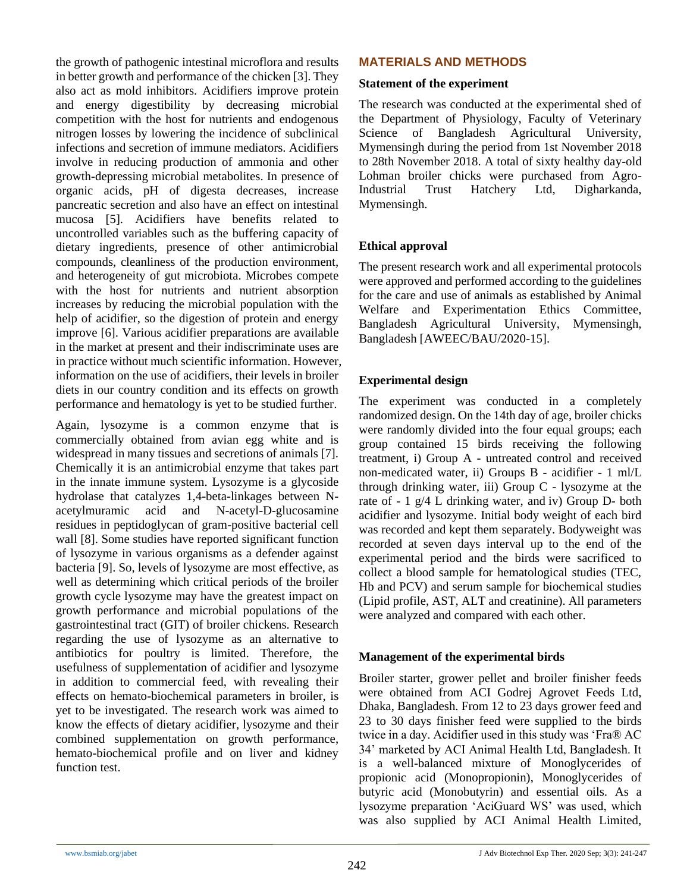the growth of pathogenic intestinal microflora and results in better growth and performance of the chicken [3]. They also act as mold inhibitors. Acidifiers improve protein and energy digestibility by decreasing microbial competition with the host for nutrients and endogenous nitrogen losses by lowering the incidence of subclinical infections and secretion of immune mediators. Acidifiers involve in reducing production of ammonia and other growth-depressing microbial metabolites. In presence of organic acids, pH of digesta decreases, increase pancreatic secretion and also have an effect on intestinal mucosa [5]. Acidifiers have benefits related to uncontrolled variables such as the buffering capacity of dietary ingredients, presence of other antimicrobial compounds, cleanliness of the production environment, and heterogeneity of gut microbiota. Microbes compete with the host for nutrients and nutrient absorption increases by reducing the microbial population with the help of acidifier, so the digestion of protein and energy improve [6]. Various acidifier preparations are available in the market at present and their indiscriminate uses are in practice without much scientific information. However, information on the use of acidifiers, their levels in broiler diets in our country condition and its effects on growth performance and hematology is yet to be studied further.

Again, lysozyme is a common enzyme that is commercially obtained from avian egg white and is widespread in many tissues and secretions of animals [7]. Chemically it is an antimicrobial enzyme that takes part in the innate immune system. Lysozyme is a glycoside hydrolase that catalyzes 1,4-beta-linkages between N-acetylmuramic acid and N-acetyl-D-glucosamine residues in peptidoglycan of gram-positive bacterial cell wall [8]. Some studies have reported significant function of lysozyme in various organisms as a defender against bacteria [9]. So, levels of lysozyme are most effective, as well as determining which critical periods of the broiler growth cycle lysozyme may have the greatest impact on growth performance and microbial populations of the gastrointestinal tract (GIT) of broiler chickens. Research regarding the use of lysozyme as an alternative to antibiotics for poultry is limited. Therefore, the usefulness of supplementation of acidifier and lysozyme in addition to commercial feed, with revealing their effects on hemato-biochemical parameters in broiler, is yet to be investigated. The research work was aimed to know the effects of dietary acidifier, lysozyme and their combined supplementation on growth performance, hemato-biochemical profile and on liver and kidney function test.

## MATERIALS AND METHODS

### Statement of the experiment

The research was conducted at the experimental shed of the Department of Physiology, Faculty of Veterinary Science of Bangladesh Agricultural University, Mymensingh during the period from 1st November 2018 to 28th November 2018. A total of sixty healthy day-old Lohman broiler chicks were purchased from Agro-Industrial Trust Hatchery Ltd, Digharkanda, Mymensingh.

### Ethical approval

The present research work and all experimental protocols were approved and performed according to the guidelines for the care and use of animals as established by Animal Welfare and Experimentation Ethics Committee, Bangladesh Agricultural University, Mymensingh, Bangladesh [AWEEC/BAU/2020-15].

### Experimental design

The experiment was conducted in a completely randomized design. On the 14th day of age, broiler chicks were randomly divided into the four equal groups; each group contained 15 birds receiving the following treatment, i) Group A - untreated control and received non-medicated water, ii) Groups B - acidifier - 1 ml/L through drinking water, iii) Group C - lysozyme at the rate of - 1 g/4 L drinking water, and iv) Group D- both acidifier and lysozyme. Initial body weight of each bird was recorded and kept them separately. Bodyweight was recorded at seven days interval up to the end of the experimental period and the birds were sacrificed to collect a blood sample for hematological studies (TEC, Hb and PCV) and serum sample for biochemical studies (Lipid profile, AST, ALT and creatinine). All parameters were analyzed and compared with each other.

### Management of the experimental birds

Broiler starter, grower pellet and broiler finisher feeds were obtained from ACI Godrej Agrovet Feeds Ltd, Dhaka, Bangladesh. From 12 to 23 days grower feed and 23 to 30 days finisher feed were supplied to the birds twice in a day. Acidifier used in this study was 'Fra® AC 34' marketed by ACI Animal Health Ltd, Bangladesh. It is a well-balanced mixture of Monoglycerides of propionic acid (Monopropionin), Monoglycerides of butyric acid (Monobutyrin) and essential oils. As a lysozyme preparation 'AciGuard WS' was used, which was also supplied by ACI Animal Health Limited,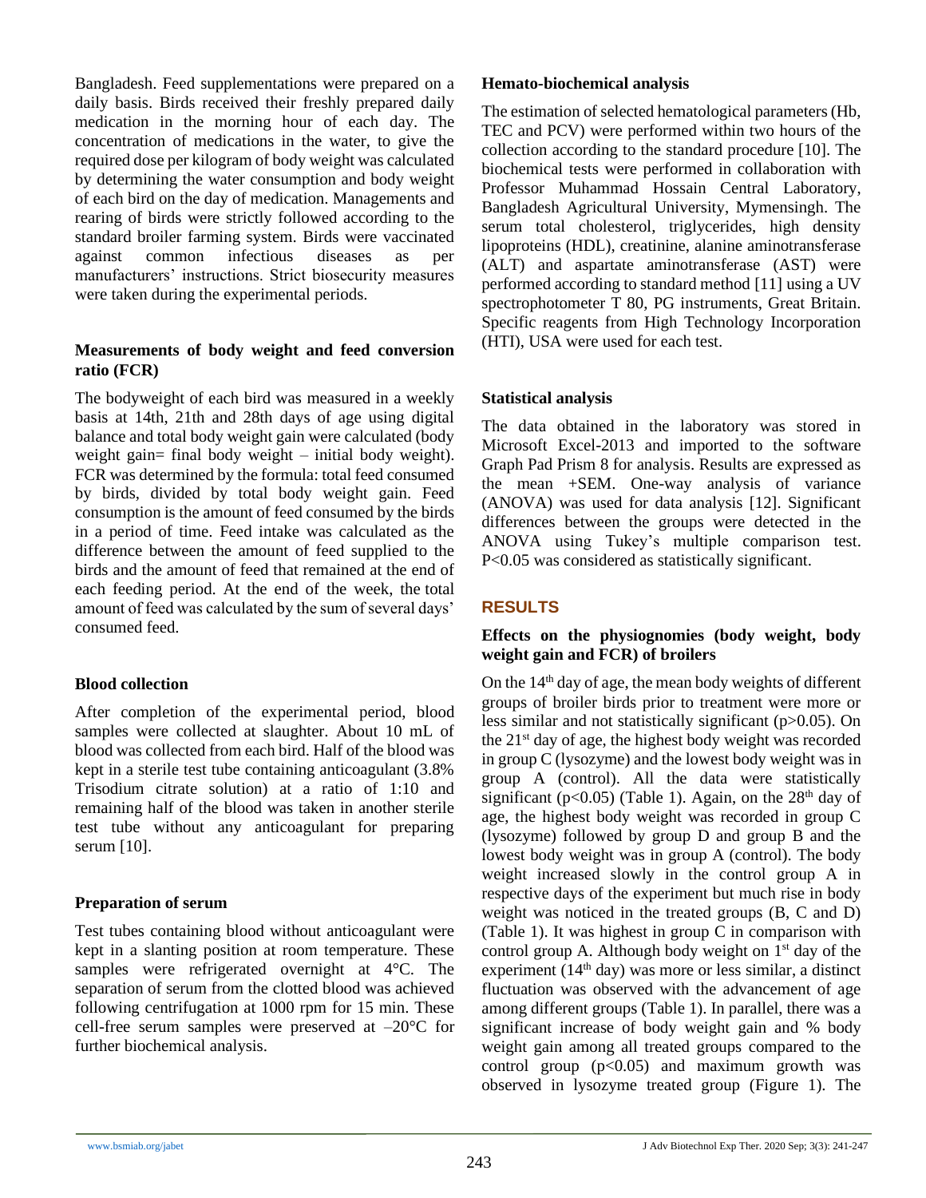Bangladesh. Feed supplementations were prepared on a daily basis. Birds received their freshly prepared daily medication in the morning hour of each day. The concentration of medications in the water, to give the required dose per kilogram of body weight was calculated by determining the water consumption and body weight of each bird on the day of medication. Managements and rearing of birds were strictly followed according to the standard broiler farming system. Birds were vaccinated against common infectious diseases as per manufacturers' instructions. Strict biosecurity measures were taken during the experimental periods.

### Measurements of body weight and feed conversion ratio (FCR)

The bodyweight of each bird was measured in a weekly basis at 14th, 21th and 28th days of age using digital balance and total body weight gain were calculated (body weight gain= final body weight – initial body weight). FCR was determined by the formula: total feed consumed by birds, divided by total body weight gain. Feed consumption is the amount of feed consumed by the birds in a period of time. Feed intake was calculated as the difference between the amount of feed supplied to the birds and the amount of feed that remained at the end of each feeding period. At the end of the week, the total amount of feed was calculated by the sum of several days' consumed feed.

### Blood collection

After completion of the experimental period, blood samples were collected at slaughter. About 10 mL of blood was collected from each bird. Half of the blood was kept in a sterile test tube containing anticoagulant (3.8% Trisodium citrate solution) at a ratio of 1:10 and remaining half of the blood was taken in another sterile test tube without any anticoagulant for preparing serum [10].

### Preparation of serum

Test tubes containing blood without anticoagulant were kept in a slanting position at room temperature. These samples were refrigerated overnight at 4°C. The separation of serum from the clotted blood was achieved following centrifugation at 1000 rpm for 15 min. These cell-free serum samples were preserved at –20°C for further biochemical analysis.

### Hemato-biochemical analysis

The estimation of selected hematological parameters (Hb, TEC and PCV) were performed within two hours of the collection according to the standard procedure [10]. The biochemical tests were performed in collaboration with Professor Muhammad Hossain Central Laboratory, Bangladesh Agricultural University, Mymensingh. The serum total cholesterol, triglycerides, high density lipoproteins (HDL), creatinine, alanine aminotransferase (ALT) and aspartate aminotransferase (AST) were performed according to standard method [11] using a UV spectrophotometer T 80, PG instruments, Great Britain. Specific reagents from High Technology Incorporation (HTI), USA were used for each test.

### Statistical analysis

The data obtained in the laboratory was stored in Microsoft Excel-2013 and imported to the software Graph Pad Prism 8 for analysis. Results are expressed as the mean +SEM. One-way analysis of variance (ANOVA) was used for data analysis [12]. Significant differences between the groups were detected in the ANOVA using Tukey's multiple comparison test. $P<0.05$ was considered as statistically significant.

## RESULTS

### Effects on the physiognomies (body weight, body weight gain and FCR) of broilers

On the 14th day of age, the mean body weights of different groups of broiler birds prior to treatment were more or less similar and not statistically significant ($p>0.05$). On the 21st day of age, the highest body weight was recorded in group C (lysozyme) and the lowest body weight was in group A (control). All the data were statistically significant ($p<0.05$) (Table 1). Again, on the 28th day of age, the highest body weight was recorded in group C (lysozyme) followed by group D and group B and the lowest body weight was in group A (control). The body weight increased slowly in the control group A in respective days of the experiment but much rise in body weight was noticed in the treated groups (B, C and D) (Table 1). It was highest in group C in comparison with control group A. Although body weight on 1st day of the experiment (14th day) was more or less similar, a distinct fluctuation was observed with the advancement of age among different groups (Table 1). In parallel, there was a significant increase of body weight gain and % body weight gain among all treated groups compared to the control group ($p<0.05$) and maximum growth was observed in lysozyme treated group (Figure 1). The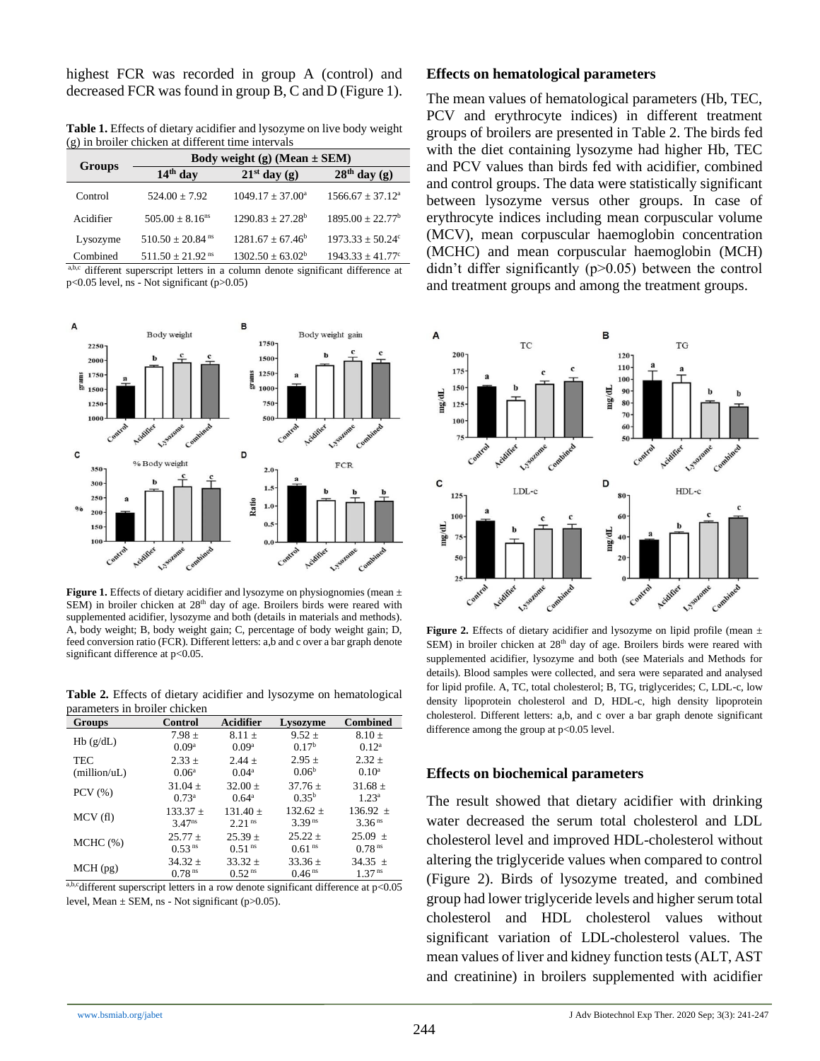highest FCR was recorded in group A (control) and decreased FCR was found in group B, C and D (Figure 1).

**Table 1.** Effects of dietary acidifier and lysozyme on live body weight (g) in broiler chicken at different time intervals

| Groups | Body weight (g) (Mean ± SEM) | | |
|---|---|---|---|
| | 14[th] day | 21[st] day (g) | 28[th] day (g) |
| Control | 524.00 ± 7.92 | 1049.17 ± 37.00[a] | 1566.67 ± 37.12[a] |
| Acidifier | 505.00 ± 8.16[ns] | 1290.83 ± 27.28[b] | 1895.00 ± 22.77[b] |
| Lysozyme | 510.50 ± 20.84 [ns] | 1281.67 ± 67.46[b] | 1973.33 ± 50.24[c] |
| Combined | 511.50 ± 21.92 [ns] | 1302.50 ± 63.02[b] | 1943.33 ± 41.77[c] |

[a,b,c] different superscript letters in a column denote significant difference at p<0.05 level, ns - Not significant (p>0.05)

**Figure 1.** Effects of dietary acidifier and lysozyme on physiognomies (mean ± SEM) in broiler chicken at 28[th] day of age. Broilers birds were reared with supplemented acidifier, lysozyme and both (details in materials and methods). A, body weight; B, body weight gain; C, percentage of body weight gain; D, feed conversion ratio (FCR). Different letters: a,b and c over a bar graph denote significant difference at p<0.05.

**Table 2.** Effects of dietary acidifier and lysozyme on hematological parameters in broiler chicken

| Groups | Control | Acidifier | Lysozyme | Combined |
|---|---|---|---|---|
| Hb (g/dL) | 7.98 ± 0.09[a] | 8.11 ± 0.09[a] | 9.52 ± 0.17[b] | 8.10 ± 0.12[a] |
| TEC (million/uL) | 2.33 ± 0.06[a] | 2.44 ± 0.04[a] | 2.95 ± 0.06[b] | 2.32 ± 0.10[a] |
| PCV (%) | 31.04 ± 0.73[a] | 32.00 ± 0.64[a] | 37.76 ± 0.35[b] | 31.68 ± 1.23[a] |
| MCV (fl) | 133.37 ± 3.47[ns] | 131.40 ± 2.21 [ns] | 132.62 ± 3.39 [ns] | 136.92 ± 3.36 [ns] |
| MCHC (%) | 25.77 ± 0.53 [ns] | 25.39 ± 0.51 [ns] | 25.22 ± 0.61 [ns] | 25.09 ± 0.78 [ns] |
| MCH (pg) | 34.32 ± 0.78 [ns] | 33.32 ± 0.52 [ns] | 33.36 ± 0.46 [ns] | 34.35 ± 1.37 [ns] |

[a,b,c]different superscript letters in a row denote significant difference at p<0.05 level, Mean ± SEM, ns - Not significant (p>0.05).

## Effects on hematological parameters

The mean values of hematological parameters (Hb, TEC, PCV and erythrocyte indices) in different treatment groups of broilers are presented in Table 2. The birds fed with the diet containing lysozyme had higher Hb, TEC and PCV values than birds fed with acidifier, combined and control groups. The data were statistically significant between lysozyme versus other groups. In case of erythrocyte indices including mean corpuscular volume (MCV), mean corpuscular haemoglobin concentration (MCHC) and mean corpuscular haemoglobin (MCH) didn't differ significantly (p>0.05) between the control and treatment groups and among the treatment groups.

**Figure 2.** Effects of dietary acidifier and lysozyme on lipid profile (mean ± SEM) in broiler chicken at 28[th] day of age. Broilers birds were reared with supplemented acidifier, lysozyme and both (see Materials and Methods for details). Blood samples were collected, and sera were separated and analysed for lipid profile. A, TC, total cholesterol; B, TG, triglycerides; C, LDL-c, low density lipoprotein cholesterol and D, HDL-c, high density lipoprotein cholesterol. Different letters: a,b, and c over a bar graph denote significant difference among the group at p<0.05 level.

## Effects on biochemical parameters

The result showed that dietary acidifier with drinking water decreased the serum total cholesterol and LDL cholesterol level and improved HDL-cholesterol without altering the triglyceride values when compared to control (Figure 2). Birds of lysozyme treated, and combined group had lower triglyceride levels and higher serum total cholesterol and HDL cholesterol values without significant variation of LDL-cholesterol values. The mean values of liver and kidney function tests (ALT, AST and creatinine) in broilers supplemented with acidifier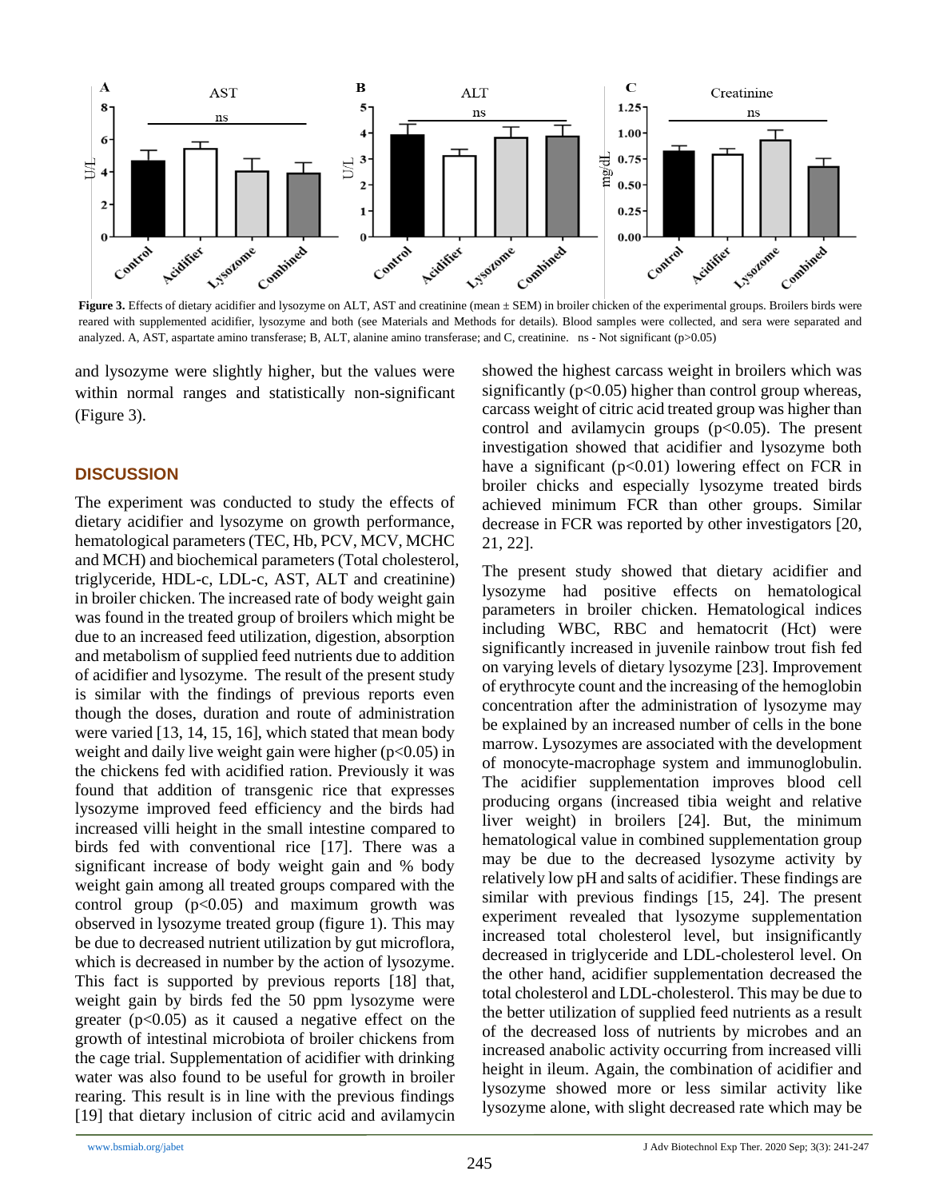**Figure 3.** Effects of dietary acidifier and lysozyme on ALT, AST and creatinine (mean ± SEM) in broiler chicken of the experimental groups. Broilers birds were reared with supplemented acidifier, lysozyme and both (see Materials and Methods for details). Blood samples were collected, and sera were separated and analyzed. A, AST, aspartate amino transferase; B, ALT, alanine amino transferase; and C, creatinine. ns - Not significant ($p>0.05$)

and lysozyme were slightly higher, but the values were within normal ranges and statistically non-significant (Figure 3).

## DISCUSSION

The experiment was conducted to study the effects of dietary acidifier and lysozyme on growth performance, hematological parameters (TEC, Hb, PCV, MCV, MCHC and MCH) and biochemical parameters (Total cholesterol, triglyceride, HDL-c, LDL-c, AST, ALT and creatinine) in broiler chicken. The increased rate of body weight gain was found in the treated group of broilers which might be due to an increased feed utilization, digestion, absorption and metabolism of supplied feed nutrients due to addition of acidifier and lysozyme. The result of the present study is similar with the findings of previous reports even though the doses, duration and route of administration were varied [13, 14, 15, 16], which stated that mean body weight and daily live weight gain were higher ($p<0.05$) in the chickens fed with acidified ration. Previously it was found that addition of transgenic rice that expresses lysozyme improved feed efficiency and the birds had increased villi height in the small intestine compared to birds fed with conventional rice [17]. There was a significant increase of body weight gain and % body weight gain among all treated groups compared with the control group ($p<0.05$) and maximum growth was observed in lysozyme treated group (figure 1). This may be due to decreased nutrient utilization by gut microflora, which is decreased in number by the action of lysozyme. This fact is supported by previous reports [18] that, weight gain by birds fed the 50 ppm lysozyme were greater ($p<0.05$) as it caused a negative effect on the growth of intestinal microbiota of broiler chickens from the cage trial. Supplementation of acidifier with drinking water was also found to be useful for growth in broiler rearing. This result is in line with the previous findings [19] that dietary inclusion of citric acid and avilamycin showed the highest carcass weight in broilers which was significantly ($p<0.05$) higher than control group whereas, carcass weight of citric acid treated group was higher than control and avilamycin groups ($p<0.05$). The present investigation showed that acidifier and lysozyme both have a significant ($p<0.01$) lowering effect on FCR in broiler chicks and especially lysozyme treated birds achieved minimum FCR than other groups. Similar decrease in FCR was reported by other investigators [20, 21, 22].

The present study showed that dietary acidifier and lysozyme had positive effects on hematological parameters in broiler chicken. Hematological indices including WBC, RBC and hematocrit (Hct) were significantly increased in juvenile rainbow trout fish fed on varying levels of dietary lysozyme [23]. Improvement of erythrocyte count and the increasing of the hemoglobin concentration after the administration of lysozyme may be explained by an increased number of cells in the bone marrow. Lysozymes are associated with the development of monocyte-macrophage system and immunoglobulin. The acidifier supplementation improves blood cell producing organs (increased tibia weight and relative liver weight) in broilers [24]. But, the minimum hematological value in combined supplementation group may be due to the decreased lysozyme activity by relatively low pH and salts of acidifier. These findings are similar with previous findings [15, 24]. The present experiment revealed that lysozyme supplementation increased total cholesterol level, but insignificantly decreased in triglyceride and LDL-cholesterol level. On the other hand, acidifier supplementation decreased the total cholesterol and LDL-cholesterol. This may be due to the better utilization of supplied feed nutrients as a result of the decreased loss of nutrients by microbes and an increased anabolic activity occurring from increased villi height in ileum. Again, the combination of acidifier and lysozyme showed more or less similar activity like lysozyme alone, with slight decreased rate which may be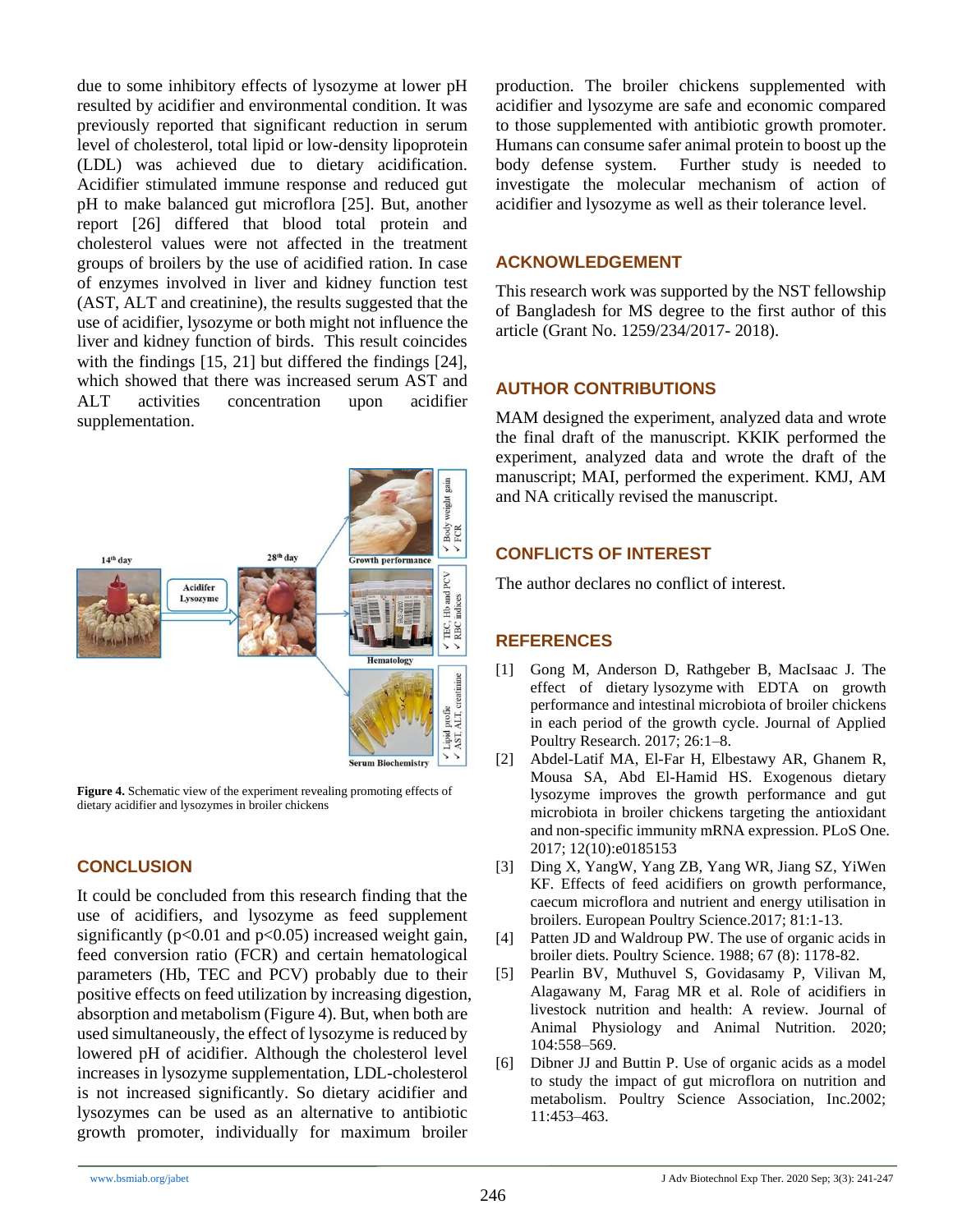due to some inhibitory effects of lysozyme at lower pH resulted by acidifier and environmental condition. It was previously reported that significant reduction in serum level of cholesterol, total lipid or low-density lipoprotein (LDL) was achieved due to dietary acidification. Acidifier stimulated immune response and reduced gut pH to make balanced gut microflora [25]. But, another report [26] differed that blood total protein and cholesterol values were not affected in the treatment groups of broilers by the use of acidified ration. In case of enzymes involved in liver and kidney function test (AST, ALT and creatinine), the results suggested that the use of acidifier, lysozyme or both might not influence the liver and kidney function of birds. This result coincides with the findings [15, 21] but differed the findings [24], which showed that there was increased serum AST and ALT activities concentration upon acidifier supplementation.

**Figure 4.** Schematic view of the experiment revealing promoting effects of dietary acidifier and lysozymes in broiler chickens

## CONCLUSION

It could be concluded from this research finding that the use of acidifiers, and lysozyme as feed supplement significantly ($p<0.01$ and $p<0.05$) increased weight gain, feed conversion ratio (FCR) and certain hematological parameters (Hb, TEC and PCV) probably due to their positive effects on feed utilization by increasing digestion, absorption and metabolism (Figure 4). But, when both are used simultaneously, the effect of lysozyme is reduced by lowered pH of acidifier. Although the cholesterol level increases in lysozyme supplementation, LDL-cholesterol is not increased significantly. So dietary acidifier and lysozymes can be used as an alternative to antibiotic growth promoter, individually for maximum broiler production. The broiler chickens supplemented with acidifier and lysozyme are safe and economic compared to those supplemented with antibiotic growth promoter. Humans can consume safer animal protein to boost up the body defense system. Further study is needed to investigate the molecular mechanism of action of acidifier and lysozyme as well as their tolerance level.

## ACKNOWLEDGEMENT

This research work was supported by the NST fellowship of Bangladesh for MS degree to the first author of this article (Grant No. 1259/234/2017- 2018).

## AUTHOR CONTRIBUTIONS

MAM designed the experiment, analyzed data and wrote the final draft of the manuscript. KKIK performed the experiment, analyzed data and wrote the draft of the manuscript; MAI, performed the experiment. KMJ, AM and NA critically revised the manuscript.

## CONFLICTS OF INTEREST

The author declares no conflict of interest.

## REFERENCES

[1] Gong M, Anderson D, Rathgeber B, MacIsaac J. The effect of dietary lysozyme with EDTA on growth performance and intestinal microbiota of broiler chickens in each period of the growth cycle. Journal of Applied Poultry Research. 2017; 26:1–8.

[2] Abdel-Latif MA, El-Far H, Elbestawy AR, Ghanem R, Mousa SA, Abd El-Hamid HS. Exogenous dietary lysozyme improves the growth performance and gut microbiota in broiler chickens targeting the antioxidant and non-specific immunity mRNA expression. PLoS One. 2017; 12(10):e0185153

[3] Ding X, YangW, Yang ZB, Yang WR, Jiang SZ, YiWen KF. Effects of feed acidifiers on growth performance, caecum microflora and nutrient and energy utilisation in broilers. European Poultry Science.2017; 81:1-13.

[4] Patten JD and Waldroup PW. The use of organic acids in broiler diets. Poultry Science. 1988; 67 (8): 1178-82.

[5] Pearlin BV, Muthuvel S, Govidasamy P, Vilivan M, Alagawany M, Farag MR et al. Role of acidifiers in livestock nutrition and health: A review. Journal of Animal Physiology and Animal Nutrition. 2020; 104:558–569.

[6] Dibner JJ and Buttin P. Use of organic acids as a model to study the impact of gut microflora on nutrition and metabolism. Poultry Science Association, Inc.2002; 11:453–463.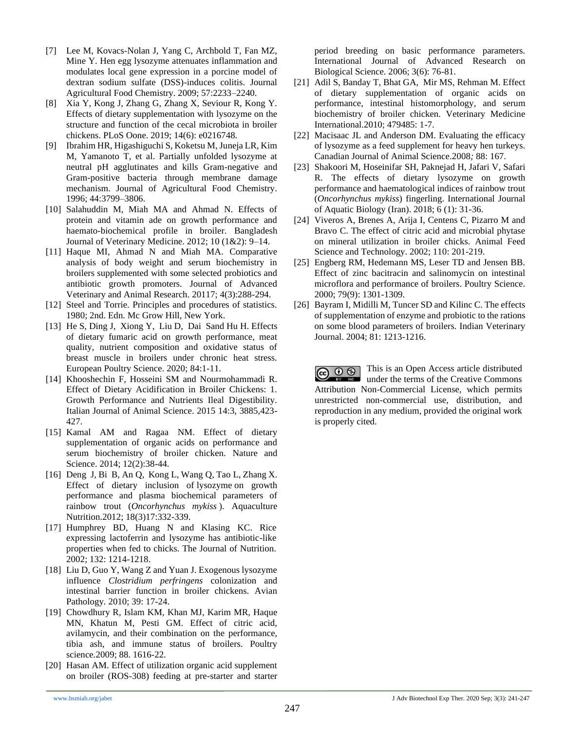[7] Lee M, Kovacs-Nolan J, Yang C, Archbold T, Fan MZ, Mine Y. Hen egg lysozyme attenuates inflammation and modulates local gene expression in a porcine model of dextran sodium sulfate (DSS)-induces colitis. Journal Agricultural Food Chemistry. 2009; 57:2233–2240.

[8] Xia Y, Kong J, Zhang G, Zhang X, Seviour R, Kong Y. Effects of dietary supplementation with lysozyme on the structure and function of the cecal microbiota in broiler chickens. PLoS Oone. 2019; 14(6): e0216748.

[9] Ibrahim HR, Higashiguchi S, Koketsu M, Juneja LR, Kim M, Yamanoto T, et al. Partially unfolded lysozyme at neutral pH agglutinates and kills Gram-negative and Gram-positive bacteria through membrane damage mechanism. Journal of Agricultural Food Chemistry. 1996; 44:3799–3806.

[10] Salahuddin M, Miah MA and Ahmad N. Effects of protein and vitamin ade on growth performance and haemato-biochemical profile in broiler. Bangladesh Journal of Veterinary Medicine. 2012; 10 (1&2): 9–14.

[11] Haque MI, Ahmad N and Miah MA. Comparative analysis of body weight and serum biochemistry in broilers supplemented with some selected probiotics and antibiotic growth promoters. Journal of Advanced Veterinary and Animal Research. 20117; 4(3):288-294.

[12] Steel and Torrie. Principles and procedures of statistics. 1980; 2nd. Edn. Mc Grow Hill, New York.

[13] He S, Ding J, Xiong Y, Liu D, Dai Sand Hu H. Effects of dietary fumaric acid on growth performance, meat quality, nutrient composition and oxidative status of breast muscle in broilers under chronic heat stress. European Poultry Science. 2020; 84:1-11.

[14] Khooshechin F, Hosseini SM and Nourmohammadi R. Effect of Dietary Acidification in Broiler Chickens: 1. Growth Performance and Nutrients Ileal Digestibility. Italian Journal of Animal Science. 2015 14:3, 3885,423-427.

[15] Kamal AM and Ragaa NM. Effect of dietary supplementation of organic acids on performance and serum biochemistry of broiler chicken. Nature and Science. 2014; 12(2):38-44.

[16] Deng J, Bi B, An Q, Kong L, Wang Q, Tao L, Zhang X. Effect of dietary inclusion of lysozyme on growth performance and plasma biochemical parameters of rainbow trout (*Oncorhynchus mykiss*). Aquaculture Nutrition.2012; 18(3)17:332-339.

[17] Humphrey BD, Huang N and Klasing KC. Rice expressing lactoferrin and lysozyme has antibiotic-like properties when fed to chicks. The Journal of Nutrition. 2002; 132: 1214-1218.

[18] Liu D, Guo Y, Wang Z and Yuan J. Exogenous lysozyme influence *Clostridium perfringens* colonization and intestinal barrier function in broiler chickens. Avian Pathology. 2010; 39: 17-24.

[19] Chowdhury R, Islam KM, Khan MJ, Karim MR, Haque MN, Khatun M, Pesti GM. Effect of citric acid, avilamycin, and their combination on the performance, tibia ash, and immune status of broilers. Poultry science.2009; 88. 1616-22.

[20] Hasan AM. Effect of utilization organic acid supplement on broiler (ROS-308) feeding at pre-starter and starter period breeding on basic performance parameters. International Journal of Advanced Research on Biological Science. 2006; 3(6): 76-81.

[21] Adil S, Banday T, Bhat GA, Mir MS, Rehman M. Effect of dietary supplementation of organic acids on performance, intestinal histomorphology, and serum biochemistry of broiler chicken. Veterinary Medicine International.2010; 479485: 1-7.

[22] Macisaac JL and Anderson DM. Evaluating the efficacy of lysozyme as a feed supplement for heavy hen turkeys. Canadian Journal of Animal Science.2008*;* 88: 167.

[23] Shakoori M, Hoseinifar SH, Paknejad H, Jafari V, Safari R. The effects of dietary lysozyme on growth performance and haematological indices of rainbow trout (*Oncorhynchus mykiss*) fingerling. International Journal of Aquatic Biology (Iran). 2018; 6 (1): 31-36.

[24] Viveros A, Brenes A, Arija I, Centens C, Pizarro M and Bravo C. The effect of citric acid and microbial phytase on mineral utilization in broiler chicks. Animal Feed Science and Technology. 2002; 110: 201-219.

[25] Engberg RM, Hedemann MS, Leser TD and Jensen BB. Effect of zinc bacitracin and salinomycin on intestinal microflora and performance of broilers. Poultry Science. 2000; 79(9): 1301-1309.

[26] Bayram I, Midilli M, Tuncer SD and Kilinc C. The effects of supplementation of enzyme and probiotic to the rations on some blood parameters of broilers. Indian Veterinary Journal. 2004; 81: 1213-1216.

This is an Open Access article distributed under the terms of the Creative Commons Attribution Non-Commercial License, which permits unrestricted non-commercial use, distribution, and reproduction in any medium, provided the original work is properly cited.